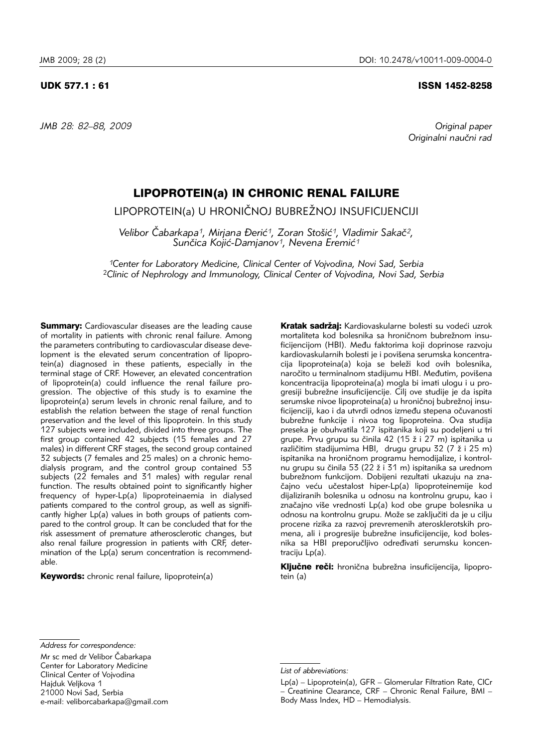UDK 577.1 : 61

ISSN 1452-8258

Original paper
Originalni naučni rad

# LIPOPROTEIN(a) IN CHRONIC RENAL FAILURE

## LIPOPROTEIN(a) U HRONIČNOJ BUBREŽNOJ INSUFICIJENCIJI

*Velibor Čabarkapa[1], Mirjana Đerić[1], Zoran Stošić[1], Vladimir Sakač[2], Sunčica Kojić-Damjanov[1], Nevena Eremić[1]*

*[1]Center for Laboratory Medicine, Clinical Center of Vojvodina, Novi Sad, Serbia*
*[2]Clinic of Nephrology and Immunology, Clinical Center of Vojvodina, Novi Sad, Serbia*

**Summary:** Cardiovascular diseases are the leading cause of mortality in patients with chronic renal failure. Among the parameters contributing to cardiovascular disease development is the elevated serum concentration of lipoprotein(a) diagnosed in these patients, especially in the terminal stage of CRF. However, an elevated concentration of lipoprotein(a) could influence the renal failure progression. The objective of this study is to examine the lipoprotein(a) serum levels in chronic renal failure, and to establish the relation between the stage of renal function preservation and the level of this lipoprotein. In this study 127 subjects were included, divided into three groups. The first group contained 42 subjects (15 females and 27 males) in different CRF stages, the second group contained 32 subjects (7 females and 25 males) on a chronic hemodialysis program, and the control group contained 53 subjects (22 females and 31 males) with regular renal function. The results obtained point to significantly higher frequency of hyper-Lp(a) lipoproteinaemia in dialysed patients compared to the control group, as well as significantly higher Lp(a) values in both groups of patients compared to the control group. It can be concluded that for the risk assessment of premature atherosclerotic changes, but also renal failure progression in patients with CRF, determination of the Lp(a) serum concentration is recommendable.

**Keywords:** chronic renal failure, lipoprotein(a)

**Kratak sadržaj:** Kardiovaskularne bolesti su vodeći uzrok mortaliteta kod bolesnika sa hroničnom bubrežnom insuficijencijom (HBI). Među faktorima koji doprinose razvoju kardiovaskularnih bolesti je i povišena serumska koncentracija lipoproteina(a) koja se beleži kod ovih bolesnika, naročito u terminalnom stadijumu HBI. Međutim, povišena koncentracija lipoproteina(a) mogla bi imati ulogu i u progresiji bubrežne insuficijencije. Cilj ove studije je da ispita serumske nivoe lipoproteina(a) u hroničnoj bubrežnoj insuficijenciji, kao i da utvrdi odnos između stepena očuvanosti bubrežne funkcije i nivoa tog lipoproteina. Ova studija preseka je obuhvatila 127 ispitanika koji su podeljeni u tri grupe. Prvu grupu su činila 42 (15 ž i 27 m) ispitanika u različitim stadijumima HBI, drugu grupu 32 (7 ž i 25 m) ispitanika na hroničnom programu hemodijalize, i kontrolnu grupu su činila 53 (22 ž i 31 m) ispitanika sa urednom bubrežnom funkcijom. Dobijeni rezultati ukazuju na značajno veću učestalost hiper-Lp(a) lipoproteinemije kod dijaliziranih bolesnika u odnosu na kontrolnu grupu, kao i značajno više vrednosti Lp(a) kod obe grupe bolesnika u odnosu na kontrolnu grupu. Može se zaključiti da je u cilju procene rizika za razvoj prevremenih aterosklerotskih promena, ali i progresije bubrežne insuficijencije, kod bolesnika sa HBI preporučljivo određivati serumsku koncentraciju Lp(a).

**Ključne reči:** hronična bubrežna insuficijencija, lipoprotein (a)

*Address for correspondence:*

Mr sc med dr Velibor Čabarkapa
Center for Laboratory Medicine
Clinical Center of Vojvodina
Hajduk Veljkova 1
21000 Novi Sad, Serbia
e-mail: veliborcabarkapa@gmail.com

*List of abbreviations:*

Lp(a) – Lipoprotein(a), GFR – Glomerular Filtration Rate, ClCr – Creatinine Clearance, CRF – Chronic Renal Failure, BMI – Body Mass Index, HD – Hemodialysis.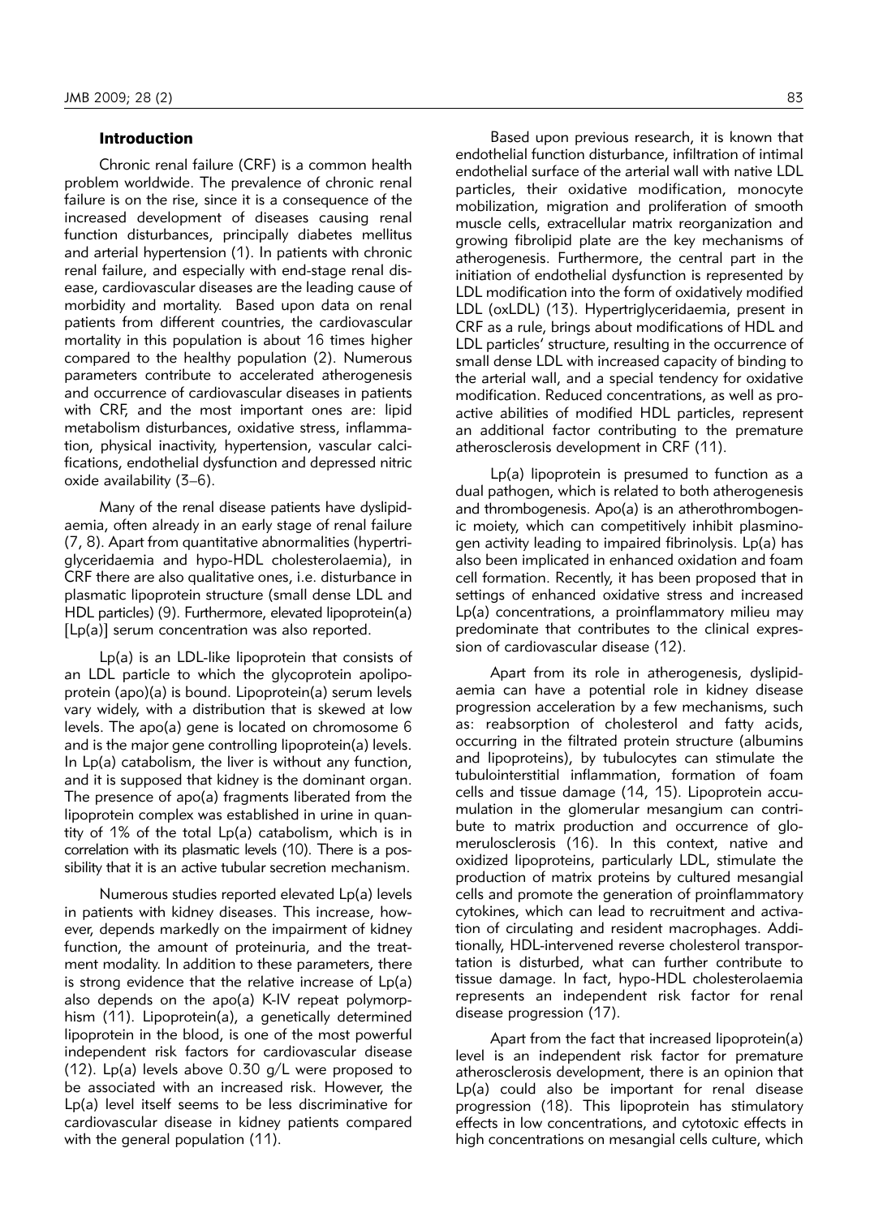## Introduction

Chronic renal failure (CRF) is a common health problem worldwide. The prevalence of chronic renal failure is on the rise, since it is a consequence of the increased development of diseases causing renal function disturbances, principally diabetes mellitus and arterial hypertension (1). In patients with chronic renal failure, and especially with end-stage renal disease, cardiovascular diseases are the leading cause of morbidity and mortality. Based upon data on renal patients from different countries, the cardiovascular mortality in this population is about 16 times higher compared to the healthy population (2). Numerous parameters contribute to accelerated atherogenesis and occurrence of cardiovascular diseases in patients with CRF, and the most important ones are: lipid metabolism disturbances, oxidative stress, inflammation, physical inactivity, hypertension, vascular calcifications, endothelial dysfunction and depressed nitric oxide availability (3–6).

Many of the renal disease patients have dyslipidaemia, often already in an early stage of renal failure (7, 8). Apart from quantitative abnormalities (hypertriglyceridaemia and hypo-HDL cholesterolaemia), in CRF there are also qualitative ones, i.e. disturbance in plasmatic lipoprotein structure (small dense LDL and HDL particles) (9). Furthermore, elevated lipoprotein(a) [Lp(a)] serum concentration was also reported.

Lp(a) is an LDL-like lipoprotein that consists of an LDL particle to which the glycoprotein apolipoprotein (apo)(a) is bound. Lipoprotein(a) serum levels vary widely, with a distribution that is skewed at low levels. The apo(a) gene is located on chromosome 6 and is the major gene controlling lipoprotein(a) levels. In Lp(a) catabolism, the liver is without any function, and it is supposed that kidney is the dominant organ. The presence of apo(a) fragments liberated from the lipoprotein complex was established in urine in quantity of 1% of the total Lp(a) catabolism, which is in correlation with its plasmatic levels (10). There is a possibility that it is an active tubular secretion mechanism.

Numerous studies reported elevated Lp(a) levels in patients with kidney diseases. This increase, however, depends markedly on the impairment of kidney function, the amount of proteinuria, and the treatment modality. In addition to these parameters, there is strong evidence that the relative increase of Lp(a) also depends on the apo(a) K-IV repeat polymorphism (11). Lipoprotein(a), a genetically determined lipoprotein in the blood, is one of the most powerful independent risk factors for cardiovascular disease (12). Lp(a) levels above 0.30 g/L were proposed to be associated with an increased risk. However, the Lp(a) level itself seems to be less discriminative for cardiovascular disease in kidney patients compared with the general population (11).

Based upon previous research, it is known that endothelial function disturbance, infiltration of intimal endothelial surface of the arterial wall with native LDL particles, their oxidative modification, monocyte mobilization, migration and proliferation of smooth muscle cells, extracellular matrix reorganization and growing fibrolipid plate are the key mechanisms of atherogenesis. Furthermore, the central part in the initiation of endothelial dysfunction is represented by LDL modification into the form of oxidatively modified LDL (oxLDL) (13). Hypertriglyceridaemia, present in CRF as a rule, brings about modifications of HDL and LDL particles' structure, resulting in the occurrence of small dense LDL with increased capacity of binding to the arterial wall, and a special tendency for oxidative modification. Reduced concentrations, as well as proactive abilities of modified HDL particles, represent an additional factor contributing to the premature atherosclerosis development in CRF (11).

Lp(a) lipoprotein is presumed to function as a dual pathogen, which is related to both atherogenesis and thrombogenesis. Apo(a) is an atherothrombogenic moiety, which can competitively inhibit plasminogen activity leading to impaired fibrinolysis. Lp(a) has also been implicated in enhanced oxidation and foam cell formation. Recently, it has been proposed that in settings of enhanced oxidative stress and increased Lp(a) concentrations, a proinflammatory milieu may predominate that contributes to the clinical expression of cardiovascular disease (12).

Apart from its role in atherogenesis, dyslipidaemia can have a potential role in kidney disease progression acceleration by a few mechanisms, such as: reabsorption of cholesterol and fatty acids, occurring in the filtrated protein structure (albumins and lipoproteins), by tubulocytes can stimulate the tubulointerstitial inflammation, formation of foam cells and tissue damage (14, 15). Lipoprotein accumulation in the glomerular mesangium can contribute to matrix production and occurrence of glomerulosclerosis (16). In this context, native and oxidized lipoproteins, particularly LDL, stimulate the production of matrix proteins by cultured mesangial cells and promote the generation of proinflammatory cytokines, which can lead to recruitment and activation of circulating and resident macrophages. Additionally, HDL-intervened reverse cholesterol transportation is disturbed, what can further contribute to tissue damage. In fact, hypo-HDL cholesterolaemia represents an independent risk factor for renal disease progression (17).

Apart from the fact that increased lipoprotein(a) level is an independent risk factor for premature atherosclerosis development, there is an opinion that Lp(a) could also be important for renal disease progression (18). This lipoprotein has stimulatory effects in low concentrations, and cytotoxic effects in high concentrations on mesangial cells culture, which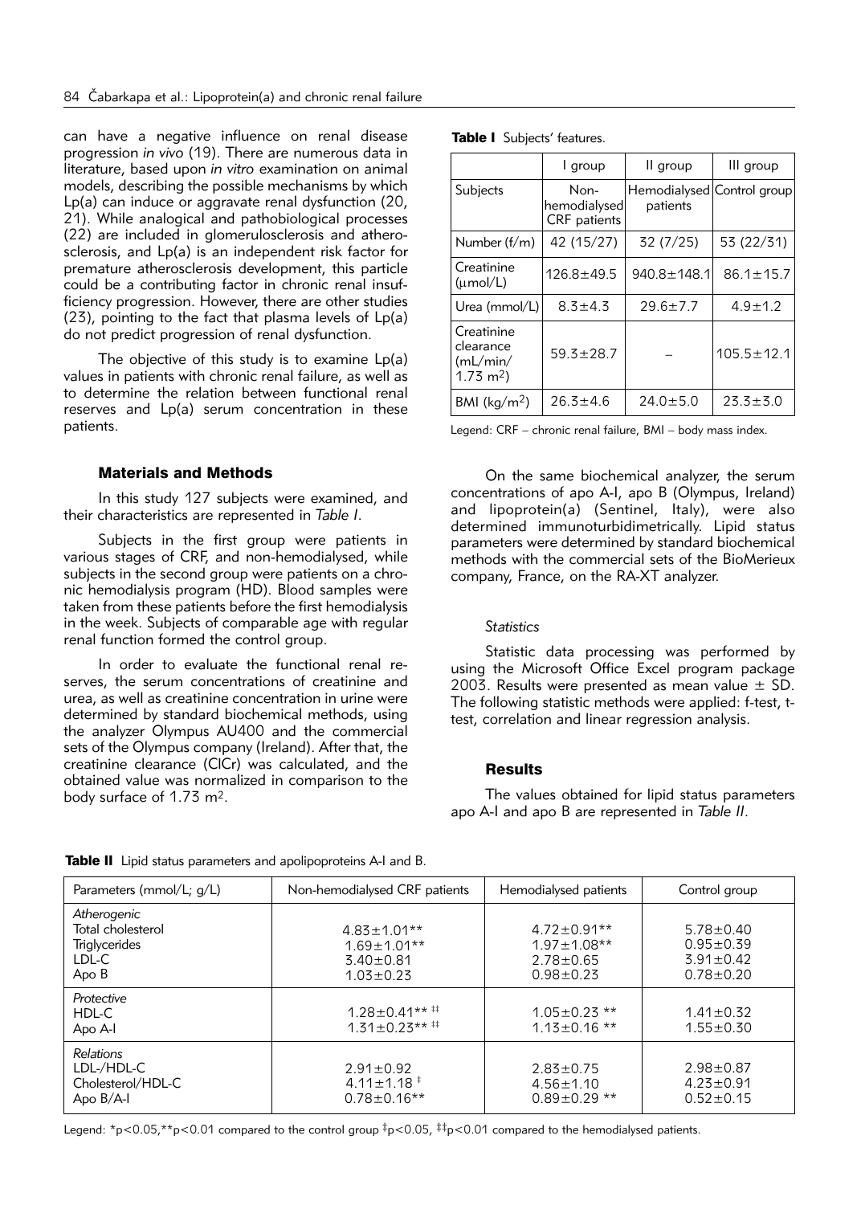can have a negative influence on renal disease progression *in vivo* (19). There are numerous data in literature, based upon *in vitro* examination on animal models, describing the possible mechanisms by which Lp(a) can induce or aggravate renal dysfunction (20, 21). While analogical and pathobiological processes (22) are included in glomerulosclerosis and atherosclerosis, and Lp(a) is an independent risk factor for premature atherosclerosis development, this particle could be a contributing factor in chronic renal insufficiency progression. However, there are other studies (23), pointing to the fact that plasma levels of Lp(a) do not predict progression of renal dysfunction.

The objective of this study is to examine Lp(a) values in patients with chronic renal failure, as well as to determine the relation between functional renal reserves and Lp(a) serum concentration in these patients.

## Materials and Methods

In this study 127 subjects were examined, and their characteristics are represented in *Table I*.

Subjects in the first group were patients in various stages of CRF, and non-hemodialysed, while subjects in the second group were patients on a chronic hemodialysis program (HD). Blood samples were taken from these patients before the first hemodialysis in the week. Subjects of comparable age with regular renal function formed the control group.

In order to evaluate the functional renal reserves, the serum concentrations of creatinine and urea, as well as creatinine concentration in urine were determined by standard biochemical methods, using the analyzer Olympus AU400 and the commercial sets of the Olympus company (Ireland). After that, the creatinine clearance (ClCr) was calculated, and the obtained value was normalized in comparison to the body surface of 1.73 $m^2$.

**Table I** Subjects' features.

| | I group | II group | III group |
|---|---|---|---|
| Subjects | Non-hemodialysed CRF patients | Hemodialysed patients | Control group |
| Number (f/m) | 42 (15/27) | 32 (7/25) | 53 (22/31) |
| Creatinine (μmol/L) | 126.8±49.5 | 940.8±148.1 | 86.1±15.7 |
| Urea (mmol/L) | 8.3±4.3 | 29.6±7.7 | 4.9±1.2 |
| Creatinine clearance (mL/min/ 1.73 $m^2$) | 59.3±28.7 | – | 105.5±12.1 |
| BMI (kg/$m^2$) | 26.3±4.6 | 24.0±5.0 | 23.3±3.0 |

Legend: CRF – chronic renal failure, BMI – body mass index.

On the same biochemical analyzer, the serum concentrations of apo A-I, apo B (Olympus, Ireland) and lipoprotein(a) (Sentinel, Italy), were also determined immunoturbidimetrically. Lipid status parameters were determined by standard biochemical methods with the commercial sets of the BioMerieux company, France, on the RA-XT analyzer.

### *Statistics*

Statistic data processing was performed by using the Microsoft Office Excel program package 2003. Results were presented as mean value ± SD. The following statistic methods were applied: f-test, t-test, correlation and linear regression analysis.

## Results

The values obtained for lipid status parameters apo A-I and apo B are represented in *Table II*.

**Table II** Lipid status parameters and apolipoproteins A-I and B.

| Parameters (mmol/L; g/L) | Non-hemodialysed CRF patients | Hemodialysed patients | Control group |
|---|---|---|---|
| *Atherogenic* | | | |
| Total cholesterol | 4.83±1.01** | 4.72±0.91** | 5.78±0.40 |
| Triglycerides | 1.69±1.01** | 1.97±1.08** | 0.95±0.39 |
| LDL-C | 3.40±0.81 | 2.78±0.65 | 3.91±0.42 |
| Apo B | 1.03±0.23 | 0.98±0.23 | 0.78±0.20 |
| *Protective* | | | |
| HDL-C | 1.28±0.41** ‡‡ | 1.05±0.23 ** | 1.41±0.32 |
| Apo A-I | 1.31±0.23** ‡‡ | 1.13±0.16 ** | 1.55±0.30 |
| *Relations* | | | |
| LDL-/HDL-C | 2.91±0.92 | 2.83±0.75 | 2.98±0.87 |
| Cholesterol/HDL-C | 4.11±1.18 ‡ | 4.56±1.10 | 4.23±0.91 |
| Apo B/A-I | 0.78±0.16** | 0.89±0.29 ** | 0.52±0.15 |

Legend: *$p<0.05$, **$p<0.01$ compared to the control group ‡$p<0.05$, ‡‡$p<0.01$ compared to the hemodialysed patients.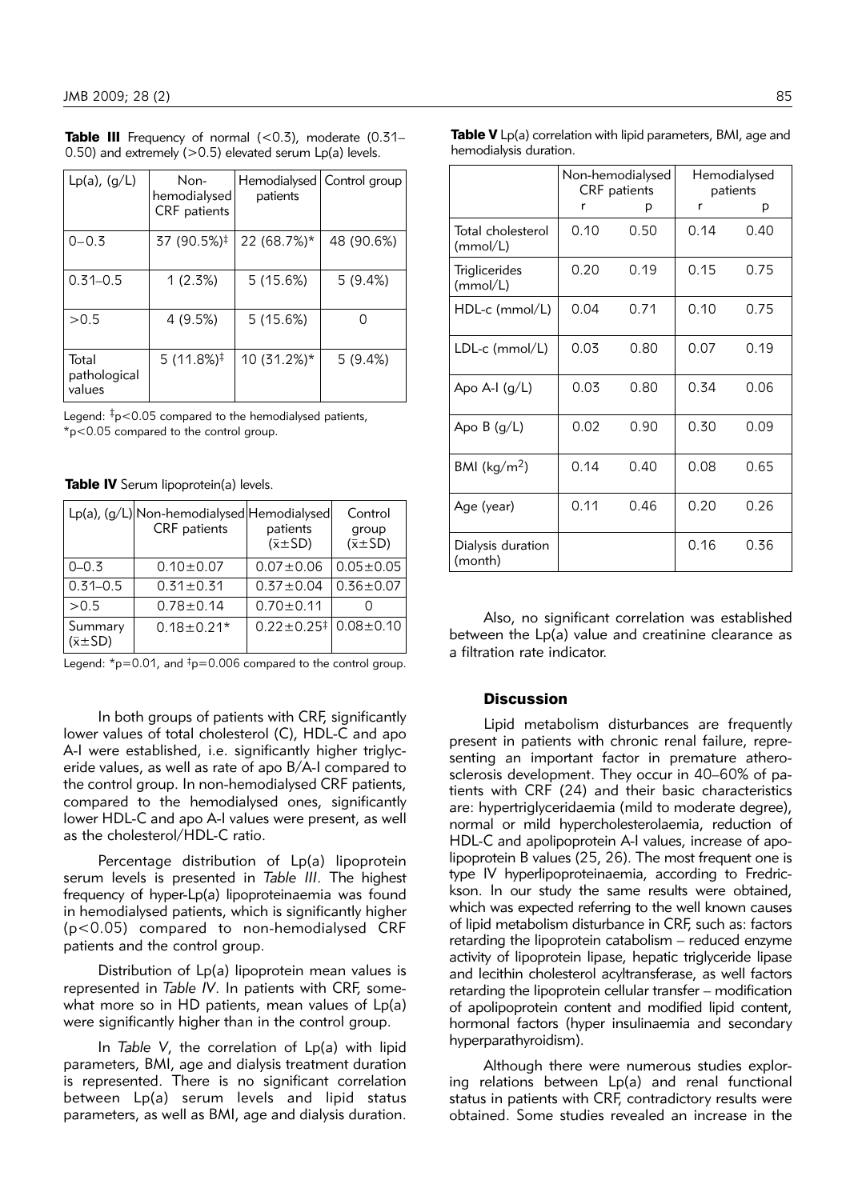**Table III** Frequency of normal (<0.3), moderate (0.31–0.50) and extremely (>0.5) elevated serum Lp(a) levels.

| Lp(a), (g/L) | Non-hemodialysed CRF patients | Hemodialysed patients | Control group |
|---|---|---|---|
| 0–0.3 | 37 (90.5%)‡ | 22 (68.7%)* | 48 (90.6%) |
| 0.31–0.5 | 1 (2.3%) | 5 (15.6%) | 5 (9.4%) |
| >0.5 | 4 (9.5%) | 5 (15.6%) | 0 |
| Total pathological values | 5 (11.8%)‡ | 10 (31.2%)* | 5 (9.4%) |

Legend: ‡$p<0.05$ compared to the hemodialysed patients, *$p<0.05$ compared to the control group.

**Table IV** Serum lipoprotein(a) levels.

| Lp(a), (g/L) | Non-hemodialysed CRF patients | Hemodialysed patients ($\bar{x}\pm SD$) | Control group ($\bar{x}\pm SD$) |
|---|---|---|---|
| 0–0.3 | 0.10±0.07 | 0.07±0.06 | 0.05±0.05 |
| 0.31–0.5 | 0.31±0.31 | 0.37±0.04 | 0.36±0.07 |
| >0.5 | 0.78±0.14 | 0.70±0.11 | 0 |
| Summary ($\bar{x}\pm SD$) | 0.18±0.21* | 0.22±0.25‡ | 0.08±0.10 |

Legend: *$p=0.01$, and ‡$p=0.006$ compared to the control group.

In both groups of patients with CRF, significantly lower values of total cholesterol (C), HDL-C and apo A-I were established, i.e. significantly higher triglyceride values, as well as rate of apo B/A-I compared to the control group. In non-hemodialysed CRF patients, compared to the hemodialysed ones, significantly lower HDL-C and apo A-I values were present, as well as the cholesterol/HDL-C ratio.

Percentage distribution of Lp(a) lipoprotein serum levels is presented in *Table III*. The highest frequency of hyper-Lp(a) lipoproteinaemia was found in hemodialysed patients, which is significantly higher ($p<0.05$) compared to non-hemodialysed CRF patients and the control group.

Distribution of Lp(a) lipoprotein mean values is represented in *Table IV*. In patients with CRF, somewhat more so in HD patients, mean values of Lp(a) were significantly higher than in the control group.

In *Table V*, the correlation of Lp(a) with lipid parameters, BMI, age and dialysis treatment duration is represented. There is no significant correlation between Lp(a) serum levels and lipid status parameters, as well as BMI, age and dialysis duration.

**Table V** Lp(a) correlation with lipid parameters, BMI, age and hemodialysis duration.

| | Non-hemodialysed CRF patients | | Hemodialysed patients | |
|---|---|---|---|---|
| | r | p | r | p |
| Total cholesterol (mmol/L) | 0.10 | 0.50 | 0.14 | 0.40 |
| Triglicerides (mmol/L) | 0.20 | 0.19 | 0.15 | 0.75 |
| HDL-c (mmol/L) | 0.04 | 0.71 | 0.10 | 0.75 |
| LDL-c (mmol/L) | 0.03 | 0.80 | 0.07 | 0.19 |
| Apo A-I (g/L) | 0.03 | 0.80 | 0.34 | 0.06 |
| Apo B (g/L) | 0.02 | 0.90 | 0.30 | 0.09 |
| BMI (kg/m$^2$) | 0.14 | 0.40 | 0.08 | 0.65 |
| Age (year) | 0.11 | 0.46 | 0.20 | 0.26 |
| Dialysis duration (month) | | | 0.16 | 0.36 |

Also, no significant correlation was established between the Lp(a) value and creatinine clearance as a filtration rate indicator.

## Discussion

Lipid metabolism disturbances are frequently present in patients with chronic renal failure, representing an important factor in premature atherosclerosis development. They occur in 40–60% of patients with CRF (24) and their basic characteristics are: hypertriglyceridaemia (mild to moderate degree), normal or mild hypercholesterolaemia, reduction of HDL-C and apolipoprotein A-I values, increase of apolipoprotein B values (25, 26). The most frequent one is type IV hyperlipoproteinaemia, according to Fredrickson. In our study the same results were obtained, which was expected referring to the well known causes of lipid metabolism disturbance in CRF, such as: factors retarding the lipoprotein catabolism – reduced enzyme activity of lipoprotein lipase, hepatic triglyceride lipase and lecithin cholesterol acyltransferase, as well factors retarding the lipoprotein cellular transfer – modification of apolipoprotein content and modified lipid content, hormonal factors (hyper insulinaemia and secondary hyperparathyroidism).

Although there were numerous studies exploring relations between Lp(a) and renal functional status in patients with CRF, contradictory results were obtained. Some studies revealed an increase in the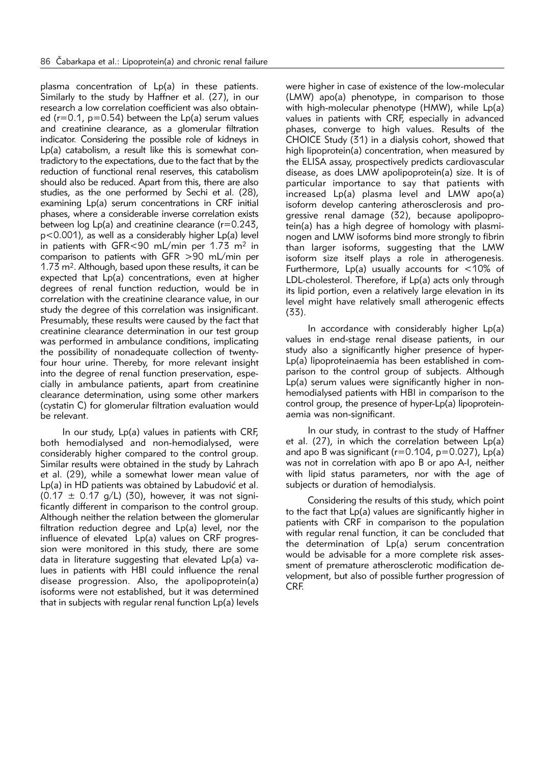plasma concentration of Lp(a) in these patients. Similarly to the study by Haffner et al. (27), in our research a low correlation coefficient was also obtained ($r=0.1$, $p=0.54$) between the Lp(a) serum values and creatinine clearance, as a glomerular filtration indicator. Considering the possible role of kidneys in Lp(a) catabolism, a result like this is somewhat contradictory to the expectations, due to the fact that by the reduction of functional renal reserves, this catabolism should also be reduced. Apart from this, there are also studies, as the one performed by Sechi et al. (28), examining Lp(a) serum concentrations in CRF initial phases, where a considerable inverse correlation exists between log Lp(a) and creatinine clearance ($r=0.243$, $p<0.001$), as well as a considerably higher Lp(a) level in patients with GFR<90 mL/min per 1.73 $m^2$ in comparison to patients with GFR >90 mL/min per 1.73 $m^2$. Although, based upon these results, it can be expected that Lp(a) concentrations, even at higher degrees of renal function reduction, would be in correlation with the creatinine clearance value, in our study the degree of this correlation was insignificant. Presumably, these results were caused by the fact that creatinine clearance determination in our test group was performed in ambulance conditions, implicating the possibility of nonadequate collection of twenty-four hour urine. Thereby, for more relevant insight into the degree of renal function preservation, especially in ambulance patients, apart from creatinine clearance determination, using some other markers (cystatin C) for glomerular filtration evaluation would be relevant.

In our study, Lp(a) values in patients with CRF, both hemodialysed and non-hemodialysed, were considerably higher compared to the control group. Similar results were obtained in the study by Lahrach et al. (29), while a somewhat lower mean value of Lp(a) in HD patients was obtained by Labudović et al. ($0.17 \pm 0.17$ g/L) (30), however, it was not significantly different in comparison to the control group. Although neither the relation between the glomerular filtration reduction degree and Lp(a) level, nor the influence of elevated Lp(a) values on CRF progression were monitored in this study, there are some data in literature suggesting that elevated Lp(a) values in patients with HBI could influence the renal disease progression. Also, the apolipoprotein(a) isoforms were not established, but it was determined that in subjects with regular renal function Lp(a) levels were higher in case of existence of the low-molecular (LMW) apo(a) phenotype, in comparison to those with high-molecular phenotype (HMW), while Lp(a) values in patients with CRF, especially in advanced phases, converge to high values. Results of the CHOICE Study (31) in a dialysis cohort, showed that high lipoprotein(a) concentration, when measured by the ELISA assay, prospectively predicts cardiovascular disease, as does LMW apolipoprotein(a) size. It is of particular importance to say that patients with increased Lp(a) plasma level and LMW apo(a) isoform develop cantering atherosclerosis and progressive renal damage (32), because apolipoprotein(a) has a high degree of homology with plasminogen and LMW isoforms bind more strongly to fibrin than larger isoforms, suggesting that the LMW isoform size itself plays a role in atherogenesis. Furthermore, Lp(a) usually accounts for <10% of LDL-cholesterol. Therefore, if Lp(a) acts only through its lipid portion, even a relatively large elevation in its level might have relatively small atherogenic effects (33).

In accordance with considerably higher Lp(a) values in end-stage renal disease patients, in our study also a significantly higher presence of hyper-Lp(a) lipoproteinaemia has been established in comparison to the control group of subjects. Although Lp(a) serum values were significantly higher in non-hemodialysed patients with HBI in comparison to the control group, the presence of hyper-Lp(a) lipoproteinaemia was non-significant.

In our study, in contrast to the study of Haffner et al. (27), in which the correlation between Lp(a) and apo B was significant ($r=0.104$, $p=0.027$), Lp(a) was not in correlation with apo B or apo A-I, neither with lipid status parameters, nor with the age of subjects or duration of hemodialysis.

Considering the results of this study, which point to the fact that Lp(a) values are significantly higher in patients with CRF in comparison to the population with regular renal function, it can be concluded that the determination of Lp(a) serum concentration would be advisable for a more complete risk assessment of premature atherosclerotic modification development, but also of possible further progression of CRF.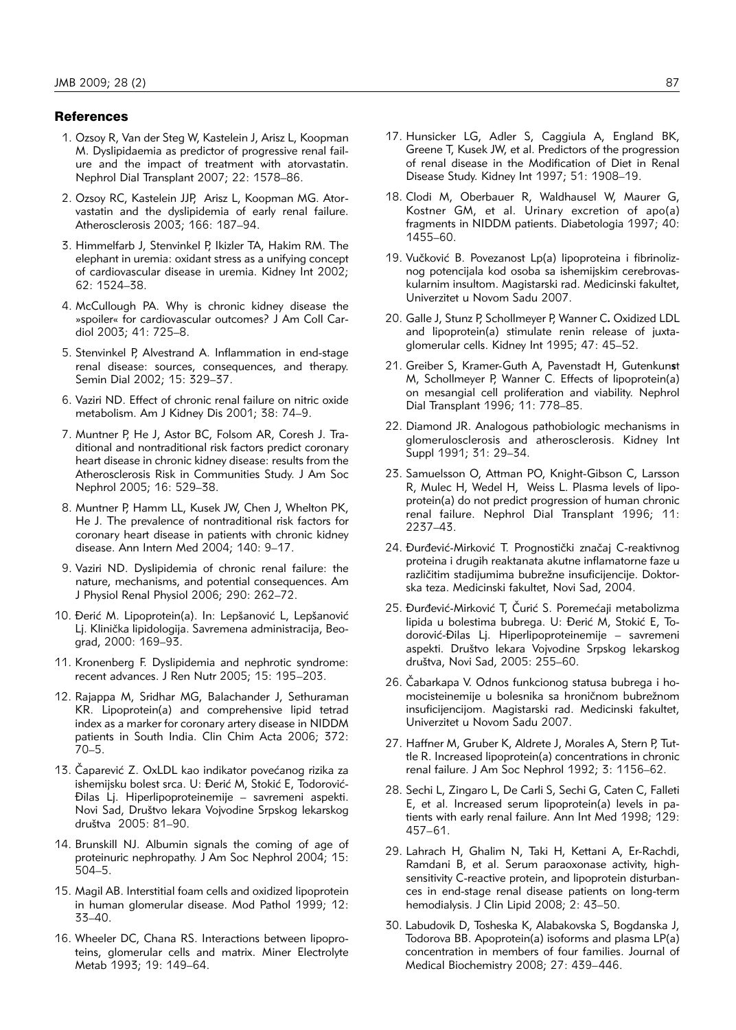## References

1. Ozsoy R, Van der Steg W, Kastelein J, Arisz L, Koopman M. Dyslipidaemia as predictor of progressive renal failure and the impact of treatment with atorvastatin. Nephrol Dial Transplant 2007; 22: 1578–86.
2. Ozsoy RC, Kastelein JJP, Arisz L, Koopman MG. Atorvastatin and the dyslipidemia of early renal failure. Atherosclerosis 2003; 166: 187–94.
3. Himmelfarb J, Stenvinkel P, Ikizler TA, Hakim RM. The elephant in uremia: oxidant stress as a unifying concept of cardiovascular disease in uremia. Kidney Int 2002; 62: 1524–38.
4. McCullough PA. Why is chronic kidney disease the »spoiler« for cardiovascular outcomes? J Am Coll Cardiol 2003; 41: 725–8.
5. Stenvinkel P, Alvestrand A. Inflammation in end-stage renal disease: sources, consequences, and therapy. Semin Dial 2002; 15: 329–37.
6. Vaziri ND. Effect of chronic renal failure on nitric oxide metabolism. Am J Kidney Dis 2001; 38: 74–9.
7. Muntner P, He J, Astor BC, Folsom AR, Coresh J. Traditional and nontraditional risk factors predict coronary heart disease in chronic kidney disease: results from the Atherosclerosis Risk in Communities Study. J Am Soc Nephrol 2005; 16: 529–38.
8. Muntner P, Hamm LL, Kusek JW, Chen J, Whelton PK, He J. The prevalence of nontraditional risk factors for coronary heart disease in patients with chronic kidney disease. Ann Intern Med 2004; 140: 9–17.
9. Vaziri ND. Dyslipidemia of chronic renal failure: the nature, mechanisms, and potential consequences. Am J Physiol Renal Physiol 2006; 290: 262–72.
10. Đerić M. Lipoprotein(a). In: Lepšanović L, Lepšanović Lj. Klinička lipidologija. Savremena administracija, Beograd, 2000: 169–93.
11. Kronenberg F. Dyslipidemia and nephrotic syndrome: recent advances. J Ren Nutr 2005; 15: 195–203.
12. Rajappa M, Sridhar MG, Balachander J, Sethuraman KR. Lipoprotein(a) and comprehensive lipid tetrad index as a marker for coronary artery disease in NIDDM patients in South India. Clin Chim Acta 2006; 372: 70–5.
13. Čaparević Z. OxLDL kao indikator povećanog rizika za ishemijsku bolest srca. U: Đerić M, Stokić E, Todorović-Đilas Lj. Hiperlipoproteinemije – savremeni aspekti. Novi Sad, Društvo lekara Vojvodine Srpskog lekarskog društva 2005: 81–90.
14. Brunskill NJ. Albumin signals the coming of age of proteinuric nephropathy. J Am Soc Nephrol 2004; 15: 504–5.
15. Magil AB. Interstitial foam cells and oxidized lipoprotein in human glomerular disease. Mod Pathol 1999; 12: 33–40.
16. Wheeler DC, Chana RS. Interactions between lipoproteins, glomerular cells and matrix. Miner Electrolyte Metab 1993; 19: 149–64.
17. Hunsicker LG, Adler S, Caggiula A, England BK, Greene T, Kusek JW, et al. Predictors of the progression of renal disease in the Modification of Diet in Renal Disease Study. Kidney Int 1997; 51: 1908–19.
18. Clodi M, Oberbauer R, Waldhausel W, Maurer G, Kostner GM, et al. Urinary excretion of apo(a) fragments in NIDDM patients. Diabetologia 1997; 40: 1455–60.
19. Vučković B. Povezanost Lp(a) lipoproteina i fibrinoliznog potencijala kod osoba sa ishemijskim cerebrovaskularnim insultom. Magistarski rad. Medicinski fakultet, Univerzitet u Novom Sadu 2007.
20. Galle J, Stunz P, Schollmeyer P, Wanner C. Oxidized LDL and lipoprotein(a) stimulate renin release of juxtaglomerular cells. Kidney Int 1995; 47: 45–52.
21. Greiber S, Kramer-Guth A, Pavenstadt H, Gutenkunst M, Schollmeyer P, Wanner C. Effects of lipoprotein(a) on mesangial cell proliferation and viability. Nephrol Dial Transplant 1996; 11: 778–85.
22. Diamond JR. Analogous pathobiologic mechanisms in glomerulosclerosis and atherosclerosis. Kidney Int Suppl 1991; 31: 29–34.
23. Samuelsson O, Attman PO, Knight-Gibson C, Larsson R, Mulec H, Wedel H, Weiss L. Plasma levels of lipoprotein(a) do not predict progression of human chronic renal failure. Nephrol Dial Transplant 1996; 11: 2237–43.
24. Đurđević-Mirković T. Prognostički značaj C-reaktivnog proteina i drugih reaktanata akutne inflamatorne faze u različitim stadijumima bubrežne insuficijencije. Doktorska teza. Medicinski fakultet, Novi Sad, 2004.
25. Đurđević-Mirković T, Ćurić S. Poremećaji metabolizma lipida u bolestima bubrega. U: Đerić M, Stokić E, Todorović-Đilas Lj. Hiperlipoproteinemije – savremeni aspekti. Društvo lekara Vojvodine Srpskog lekarskog društva, Novi Sad, 2005: 255–60.
26. Čabarkapa V. Odnos funkcionog statusa bubrega i homocisteinemije u bolesnika sa hroničnom bubrežnom insuficijencijom. Magistarski rad. Medicinski fakultet, Univerzitet u Novom Sadu 2007.
27. Haffner M, Gruber K, Aldrete J, Morales A, Stern P, Tuttle R. Increased lipoprotein(a) concentrations in chronic renal failure. J Am Soc Nephrol 1992; 3: 1156–62.
28. Sechi L, Zingaro L, De Carli S, Sechi G, Caten C, Falleti E, et al. Increased serum lipoprotein(a) levels in patients with early renal failure. Ann Int Med 1998; 129: 457–61.
29. Lahrach H, Ghalim N, Taki H, Kettani A, Er-Rachdi, Ramdani B, et al. Serum paraoxonase activity, high-sensitivity C-reactive protein, and lipoprotein disturbances in end-stage renal disease patients on long-term hemodialysis. J Clin Lipid 2008; 2: 43–50.
30. Labudovik D, Tosheska K, Alabakovska S, Bogdanska J, Todorova BB. Apoprotein(a) isoforms and plasma LP(a) concentration in members of four families. Journal of Medical Biochemistry 2008; 27: 439–446.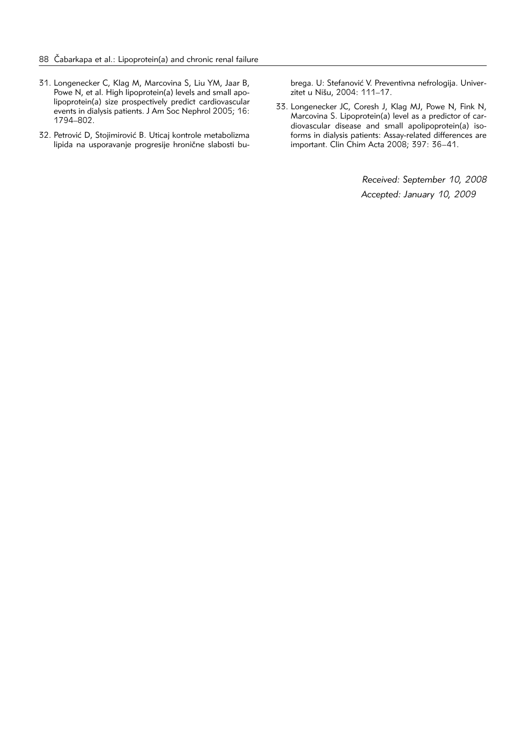31. Longenecker C, Klag M, Marcovina S, Liu YM, Jaar B, Powe N, et al. High lipoprotein(a) levels and small apolipoprotein(a) size prospectively predict cardiovascular events in dialysis patients. J Am Soc Nephrol 2005; 16: 1794–802.

32. Petrović D, Stojimirović B. Uticaj kontrole metabolizma lipida na usporavanje progresije hronične slabosti bubrega. U: Stefanović V. Preventivna nefrologija. Univerzitet u Nišu, 2004: 111–17.

33. Longenecker JC, Coresh J, Klag MJ, Powe N, Fink N, Marcovina S. Lipoprotein(a) level as a predictor of cardiovascular disease and small apolipoprotein(a) isoforms in dialysis patients: Assay-related differences are important. Clin Chim Acta 2008; 397: 36–41.

*Received: September 10, 2008*
*Accepted: January 10, 2009*